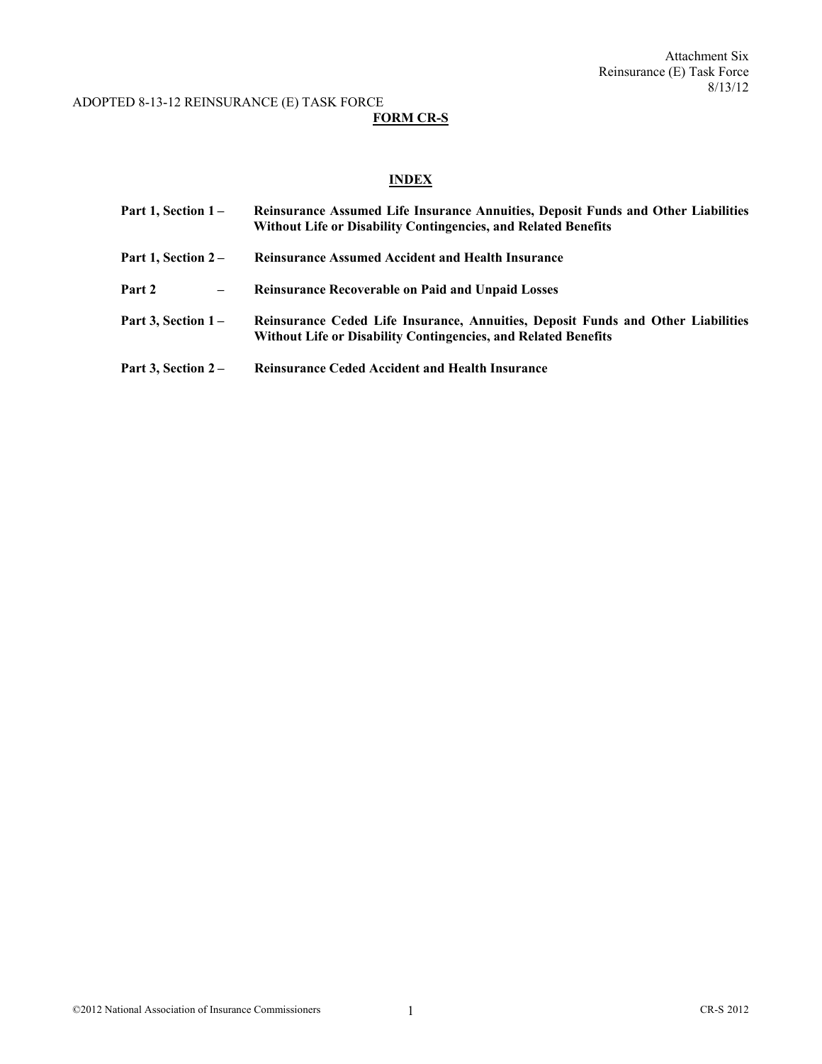Attachment Six
Reinsurance (E) Task Force
8/13/12

ADOPTED 8-13-12 REINSURANCE (E) TASK FORCE

**FORM CR-S**

**INDEX**

| | |
|---|---|
| **Part 1, Section 1 –** | **Reinsurance Assumed Life Insurance Annuities, Deposit Funds and Other Liabilities Without Life or Disability Contingencies, and Related Benefits** |
| **Part 1, Section 2 –** | **Reinsurance Assumed Accident and Health Insurance** |
| **Part 2 –** | **Reinsurance Recoverable on Paid and Unpaid Losses** |
| **Part 3, Section 1 –** | **Reinsurance Ceded Life Insurance, Annuities, Deposit Funds and Other Liabilities Without Life or Disability Contingencies, and Related Benefits** |
| **Part 3, Section 2 –** | **Reinsurance Ceded Accident and Health Insurance** |

©2012 National Association of Insurance Commissioners

CR-S 2012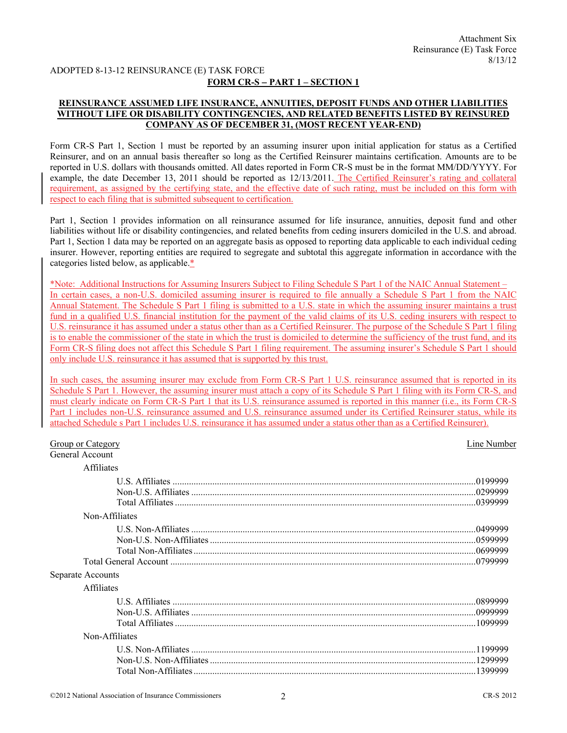ADOPTED 8-13-12 REINSURANCE (E) TASK FORCE

**FORM CR-S – PART 1 – SECTION 1**

**REINSURANCE ASSUMED LIFE INSURANCE, ANNUITIES, DEPOSIT FUNDS AND OTHER LIABILITIES WITHOUT LIFE OR DISABILITY CONTINGENCIES, AND RELATED BENEFITS LISTED BY REINSURED COMPANY AS OF DECEMBER 31, (MOST RECENT YEAR-END)**

Form CR-S Part 1, Section 1 must be reported by an assuming insurer upon initial application for status as a Certified Reinsurer, and on an annual basis thereafter so long as the Certified Reinsurer maintains certification. Amounts are to be reported in U.S. dollars with thousands omitted. All dates reported in Form CR-S must be in the format MM/DD/YYYY. For example, the date December 13, 2011 should be reported as 12/13/2011. The Certified Reinsurer's rating and collateral requirement, as assigned by the certifying state, and the effective date of such rating, must be included on this form with respect to each filing that is submitted subsequent to certification.

Part 1, Section 1 provides information on all reinsurance assumed for life insurance, annuities, deposit fund and other liabilities without life or disability contingencies, and related benefits from ceding insurers domiciled in the U.S. and abroad. Part 1, Section 1 data may be reported on an aggregate basis as opposed to reporting data applicable to each individual ceding insurer. However, reporting entities are required to segregate and subtotal this aggregate information in accordance with the categories listed below, as applicable.*

*Note: Additional Instructions for Assuming Insurers Subject to Filing Schedule S Part 1 of the NAIC Annual Statement – In certain cases, a non-U.S. domiciled assuming insurer is required to file annually a Schedule S Part 1 from the NAIC Annual Statement. The Schedule S Part 1 filing is submitted to a U.S. state in which the assuming insurer maintains a trust fund in a qualified U.S. financial institution for the payment of the valid claims of its U.S. ceding insurers with respect to U.S. reinsurance it has assumed under a status other than as a Certified Reinsurer. The purpose of the Schedule S Part 1 filing is to enable the commissioner of the state in which the trust is domiciled to determine the sufficiency of the trust fund, and its Form CR-S filing does not affect this Schedule S Part 1 filing requirement. The assuming insurer's Schedule S Part 1 should only include U.S. reinsurance it has assumed that is supported by this trust.

In such cases, the assuming insurer may exclude from Form CR-S Part 1 U.S. reinsurance assumed that is reported in its Schedule S Part 1. However, the assuming insurer must attach a copy of its Schedule S Part 1 filing with its Form CR-S, and must clearly indicate on Form CR-S Part 1 that its U.S. reinsurance assumed is reported in this manner (i.e., its Form CR-S Part 1 includes non-U.S. reinsurance assumed and U.S. reinsurance assumed under its Certified Reinsurer status, while its attached Schedule s Part 1 includes U.S. reinsurance it has assumed under a status other than as a Certified Reinsurer).

| Group or Category | Line Number |
|---|---|
| General Account | |
| Affiliates | |
| U.S. Affiliates | 0199999 |
| Non-U.S. Affiliates | 0299999 |
| Total Affiliates | 0399999 |
| Non-Affiliates | |
| U.S. Non-Affiliates | 0499999 |
| Non-U.S. Non-Affiliates | 0599999 |
| Total Non-Affiliates | 0699999 |
| Total General Account | 0799999 |
| Separate Accounts | |
| Affiliates | |
| U.S. Affiliates | 0899999 |
| Non-U.S. Affiliates | 0999999 |
| Total Affiliates | 1099999 |
| Non-Affiliates | |
| U.S. Non-Affiliates | 1199999 |
| Non-U.S. Non-Affiliates | 1299999 |
| Total Non-Affiliates | 1399999 |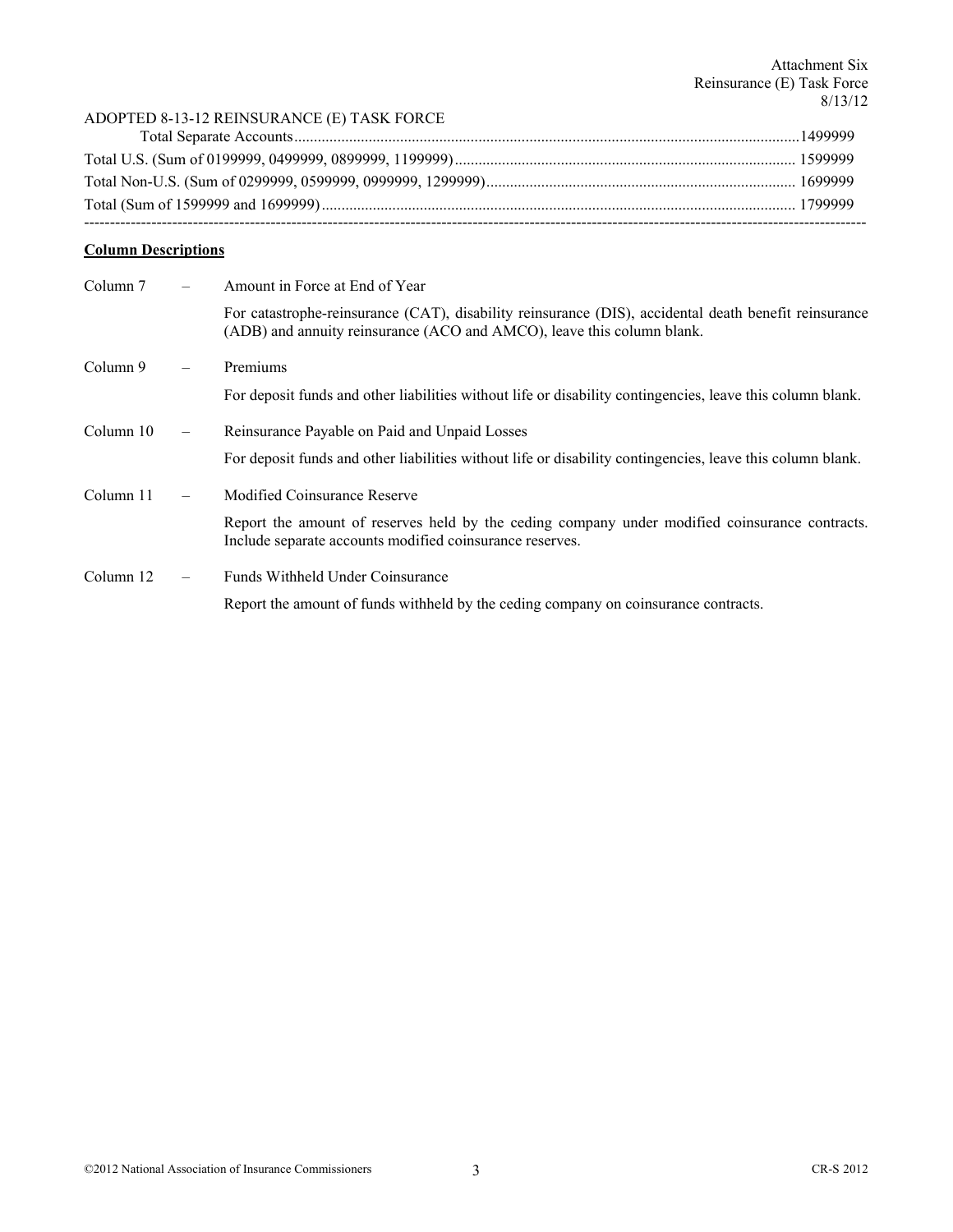ADOPTED 8-13-12 REINSURANCE (E) TASK FORCE

Total Separate Accounts ........................................................................................................................1499999

Total U.S. (Sum of 0199999, 0499999, 0899999, 1199999) ..................................................................................... 1599999

Total Non-U.S. (Sum of 0299999, 0599999, 0999999, 1299999) ............................................................................. 1699999

Total (Sum of 1599999 and 1699999) ........................................................................................................................ 1799999

---

**Column Descriptions**

Column 7 – Amount in Force at End of Year

For catastrophe-reinsurance (CAT), disability reinsurance (DIS), accidental death benefit reinsurance (ADB) and annuity reinsurance (ACO and AMCO), leave this column blank.

Column 9 – Premiums

For deposit funds and other liabilities without life or disability contingencies, leave this column blank.

Column 10 – Reinsurance Payable on Paid and Unpaid Losses

For deposit funds and other liabilities without life or disability contingencies, leave this column blank.

Column 11 – Modified Coinsurance Reserve

Report the amount of reserves held by the ceding company under modified coinsurance contracts. Include separate accounts modified coinsurance reserves.

Column 12 – Funds Withheld Under Coinsurance

Report the amount of funds withheld by the ceding company on coinsurance contracts.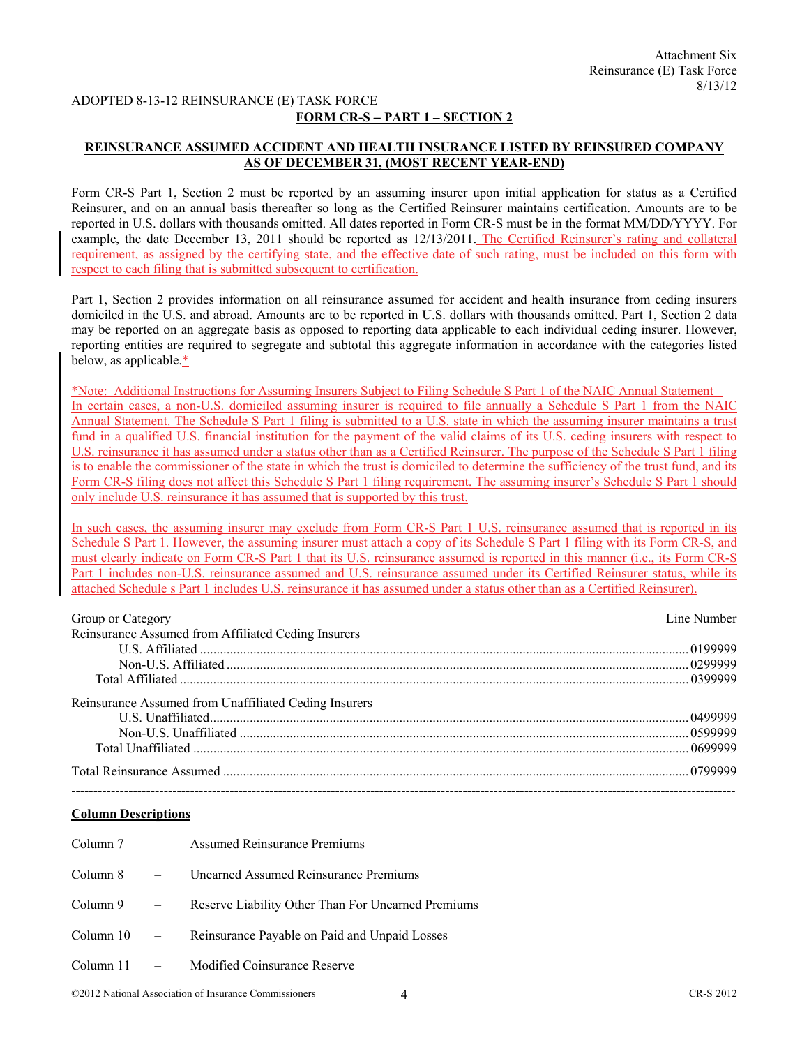ADOPTED 8-13-12 REINSURANCE (E) TASK FORCE

**FORM CR-S – PART 1 – SECTION 2**

**REINSURANCE ASSUMED ACCIDENT AND HEALTH INSURANCE LISTED BY REINSURED COMPANY AS OF DECEMBER 31, (MOST RECENT YEAR-END)**

Form CR-S Part 1, Section 2 must be reported by an assuming insurer upon initial application for status as a Certified Reinsurer, and on an annual basis thereafter so long as the Certified Reinsurer maintains certification. Amounts are to be reported in U.S. dollars with thousands omitted. All dates reported in Form CR-S must be in the format MM/DD/YYYY. For example, the date December 13, 2011 should be reported as 12/13/2011. The Certified Reinsurer's rating and collateral requirement, as assigned by the certifying state, and the effective date of such rating, must be included on this form with respect to each filing that is submitted subsequent to certification.

Part 1, Section 2 provides information on all reinsurance assumed for accident and health insurance from ceding insurers domiciled in the U.S. and abroad. Amounts are to be reported in U.S. dollars with thousands omitted. Part 1, Section 2 data may be reported on an aggregate basis as opposed to reporting data applicable to each individual ceding insurer. However, reporting entities are required to segregate and subtotal this aggregate information in accordance with the categories listed below, as applicable.*

*Note: Additional Instructions for Assuming Insurers Subject to Filing Schedule S Part 1 of the NAIC Annual Statement – In certain cases, a non-U.S. domiciled assuming insurer is required to file annually a Schedule S Part 1 from the NAIC Annual Statement. The Schedule S Part 1 filing is submitted to a U.S. state in which the assuming insurer maintains a trust fund in a qualified U.S. financial institution for the payment of the valid claims of its U.S. ceding insurers with respect to U.S. reinsurance it has assumed under a status other than as a Certified Reinsurer. The purpose of the Schedule S Part 1 filing is to enable the commissioner of the state in which the trust is domiciled to determine the sufficiency of the trust fund, and its Form CR-S filing does not affect this Schedule S Part 1 filing requirement. The assuming insurer's Schedule S Part 1 should only include U.S. reinsurance it has assumed that is supported by this trust.

In such cases, the assuming insurer may exclude from Form CR-S Part 1 U.S. reinsurance assumed that is reported in its Schedule S Part 1. However, the assuming insurer must attach a copy of its Schedule S Part 1 filing with its Form CR-S, and must clearly indicate on Form CR-S Part 1 that its U.S. reinsurance assumed is reported in this manner (i.e., its Form CR-S Part 1 includes non-U.S. reinsurance assumed and U.S. reinsurance assumed under its Certified Reinsurer status, while its attached Schedule s Part 1 includes U.S. reinsurance it has assumed under a status other than as a Certified Reinsurer).

| Group or Category | Line Number |
|---|---|
| Reinsurance Assumed from Affiliated Ceding Insurers | |
| U.S. Affiliated | 0199999 |
| Non-U.S. Affiliated | 0299999 |
| Total Affiliated | 0399999 |
| Reinsurance Assumed from Unaffiliated Ceding Insurers | |
| U.S. Unaffiliated | 0499999 |
| Non-U.S. Unaffiliated | 0599999 |
| Total Unaffiliated | 0699999 |
| Total Reinsurance Assumed | 0799999 |

---

**Column Descriptions**

Column 7 – Assumed Reinsurance Premiums

Column 8 – Unearned Assumed Reinsurance Premiums

Column 9 – Reserve Liability Other Than For Unearned Premiums

Column 10 – Reinsurance Payable on Paid and Unpaid Losses

Column 11 – Modified Coinsurance Reserve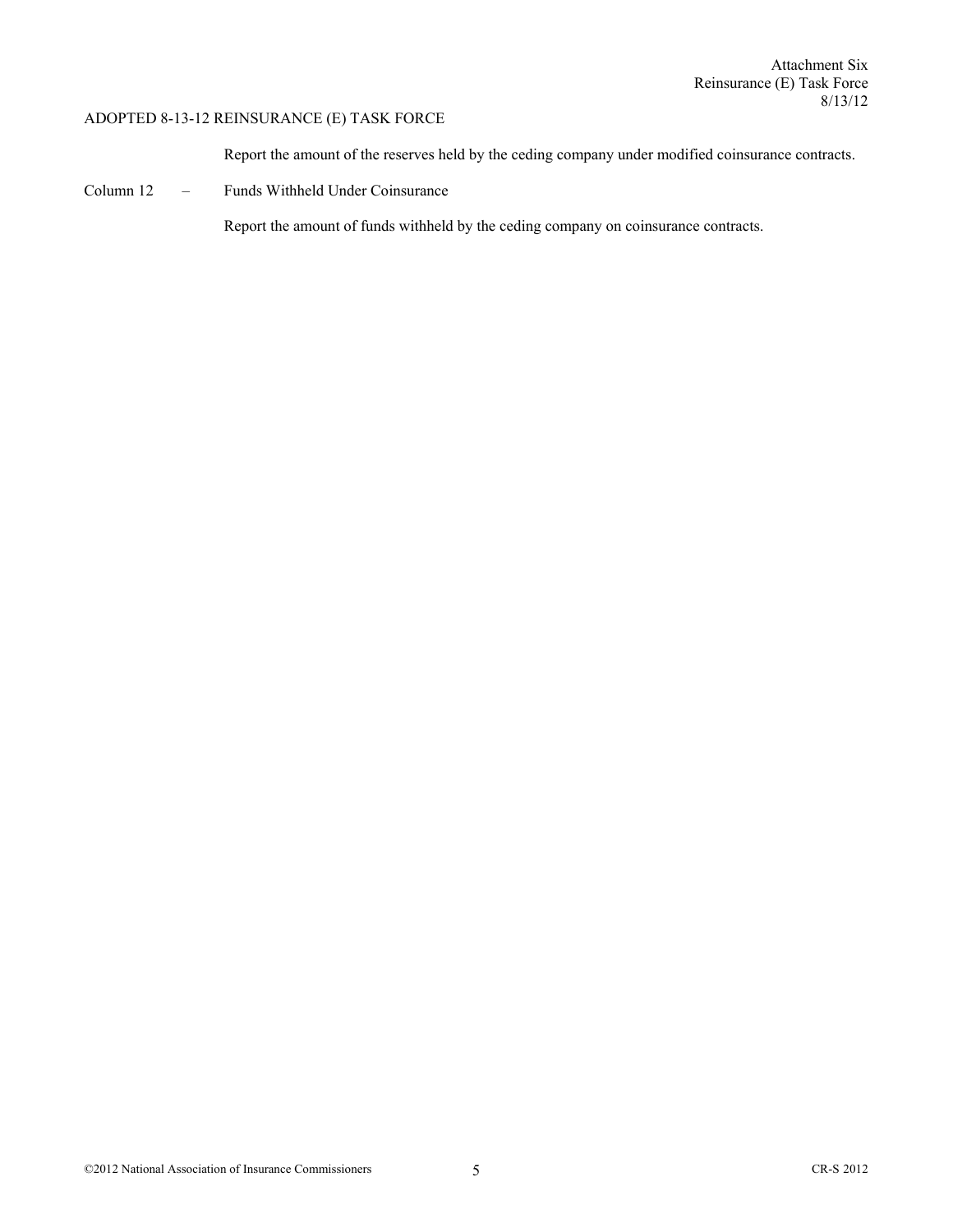Report the amount of the reserves held by the ceding company under modified coinsurance contracts.

Column 12 – Funds Withheld Under Coinsurance

Report the amount of funds withheld by the ceding company on coinsurance contracts.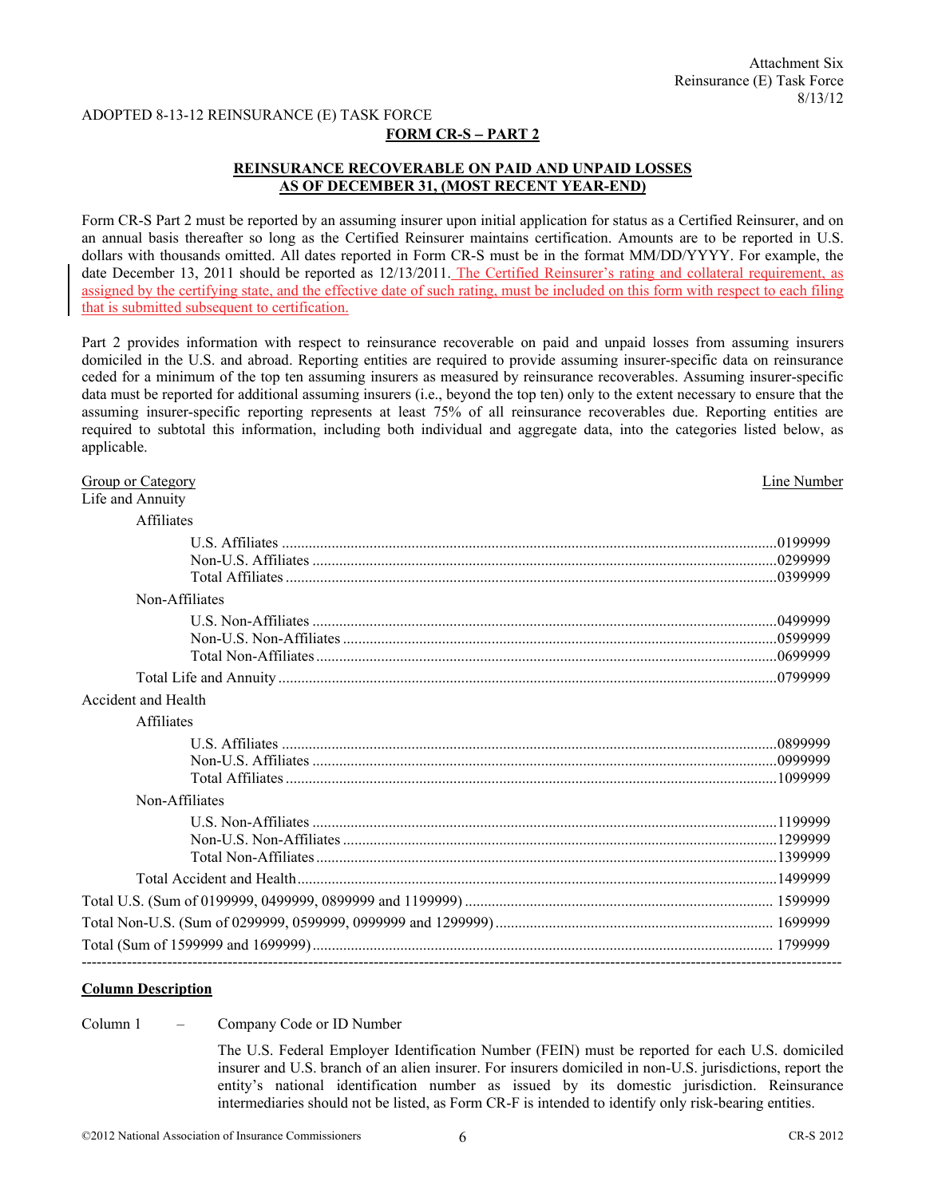ADOPTED 8-13-12 REINSURANCE (E) TASK FORCE

**FORM CR-S – PART 2**

**REINSURANCE RECOVERABLE ON PAID AND UNPAID LOSSES AS OF DECEMBER 31, (MOST RECENT YEAR-END)**

Form CR-S Part 2 must be reported by an assuming insurer upon initial application for status as a Certified Reinsurer, and on an annual basis thereafter so long as the Certified Reinsurer maintains certification. Amounts are to be reported in U.S. dollars with thousands omitted. All dates reported in Form CR-S must be in the format MM/DD/YYYY. For example, the date December 13, 2011 should be reported as 12/13/2011. The Certified Reinsurer's rating and collateral requirement, as assigned by the certifying state, and the effective date of such rating, must be included on this form with respect to each filing that is submitted subsequent to certification.

Part 2 provides information with respect to reinsurance recoverable on paid and unpaid losses from assuming insurers domiciled in the U.S. and abroad. Reporting entities are required to provide assuming insurer-specific data on reinsurance ceded for a minimum of the top ten assuming insurers as measured by reinsurance recoverables. Assuming insurer-specific data must be reported for additional assuming insurers (i.e., beyond the top ten) only to the extent necessary to ensure that the assuming insurer-specific reporting represents at least 75% of all reinsurance recoverables due. Reporting entities are required to subtotal this information, including both individual and aggregate data, into the categories listed below, as applicable.

| Group or Category | Line Number |
|---|---|
| Life and Annuity | |
| Affiliates | |
| U.S. Affiliates | 0199999 |
| Non-U.S. Affiliates | 0299999 |
| Total Affiliates | 0399999 |
| Non-Affiliates | |
| U.S. Non-Affiliates | 0499999 |
| Non-U.S. Non-Affiliates | 0599999 |
| Total Non-Affiliates | 0699999 |
| Total Life and Annuity | 0799999 |
| Accident and Health | |
| Affiliates | |
| U.S. Affiliates | 0899999 |
| Non-U.S. Affiliates | 0999999 |
| Total Affiliates | 1099999 |
| Non-Affiliates | |
| U.S. Non-Affiliates | 1199999 |
| Non-U.S. Non-Affiliates | 1299999 |
| Total Non-Affiliates | 1399999 |
| Total Accident and Health | 1499999 |
| Total U.S. (Sum of 0199999, 0499999, 0899999 and 1199999) | 1599999 |
| Total Non-U.S. (Sum of 0299999, 0599999, 0999999 and 1299999) | 1699999 |
| Total (Sum of 1599999 and 1699999) | 1799999 |

---

**Column Description**

Column 1 – Company Code or ID Number

The U.S. Federal Employer Identification Number (FEIN) must be reported for each U.S. domiciled insurer and U.S. branch of an alien insurer. For insurers domiciled in non-U.S. jurisdictions, report the entity's national identification number as issued by its domestic jurisdiction. Reinsurance intermediaries should not be listed, as Form CR-F is intended to identify only risk-bearing entities.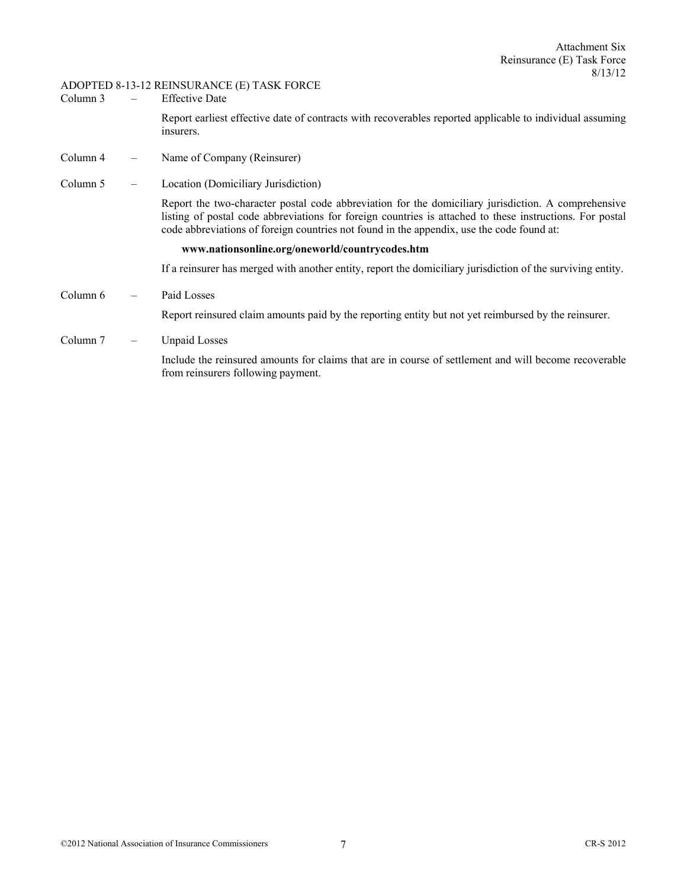ADOPTED 8-13-12 REINSURANCE (E) TASK FORCE

Column 3 – Effective Date

Report earliest effective date of contracts with recoverables reported applicable to individual assuming insurers.

Column 4 – Name of Company (Reinsurer)

Column 5 – Location (Domiciliary Jurisdiction)

Report the two-character postal code abbreviation for the domiciliary jurisdiction. A comprehensive listing of postal code abbreviations for foreign countries is attached to these instructions. For postal code abbreviations of foreign countries not found in the appendix, use the code found at:

**www.nationsonline.org/oneworld/countrycodes.htm**

If a reinsurer has merged with another entity, report the domiciliary jurisdiction of the surviving entity.

Column 6 – Paid Losses

Report reinsured claim amounts paid by the reporting entity but not yet reimbursed by the reinsurer.

Column 7 – Unpaid Losses

Include the reinsured amounts for claims that are in course of settlement and will become recoverable from reinsurers following payment.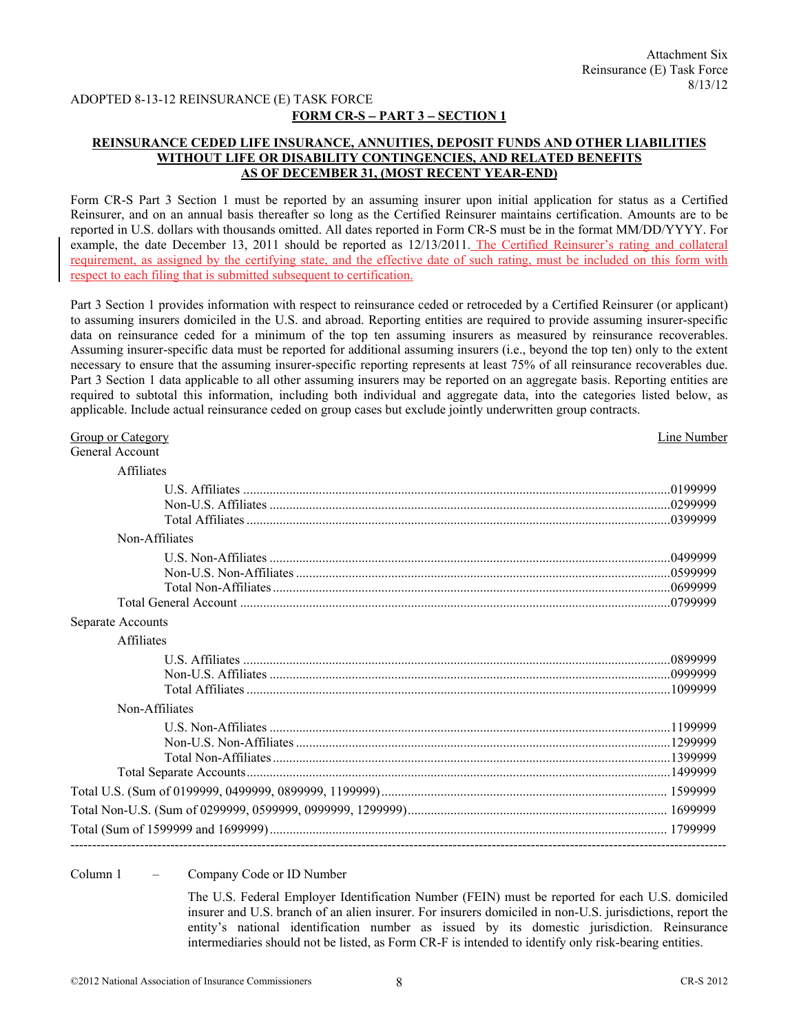Attachment Six
Reinsurance (E) Task Force
8/13/12

ADOPTED 8-13-12 REINSURANCE (E) TASK FORCE

**FORM CR-S – PART 3 – SECTION 1**

**REINSURANCE CEDED LIFE INSURANCE, ANNUITIES, DEPOSIT FUNDS AND OTHER LIABILITIES WITHOUT LIFE OR DISABILITY CONTINGENCIES, AND RELATED BENEFITS AS OF DECEMBER 31, (MOST RECENT YEAR-END)**

Form CR-S Part 3 Section 1 must be reported by an assuming insurer upon initial application for status as a Certified Reinsurer, and on an annual basis thereafter so long as the Certified Reinsurer maintains certification. Amounts are to be reported in U.S. dollars with thousands omitted. All dates reported in Form CR-S must be in the format MM/DD/YYYY. For example, the date December 13, 2011 should be reported as 12/13/2011. The Certified Reinsurer's rating and collateral requirement, as assigned by the certifying state, and the effective date of such rating, must be included on this form with respect to each filing that is submitted subsequent to certification.

Part 3 Section 1 provides information with respect to reinsurance ceded or retroceded by a Certified Reinsurer (or applicant) to assuming insurers domiciled in the U.S. and abroad. Reporting entities are required to provide assuming insurer-specific data on reinsurance ceded for a minimum of the top ten assuming insurers as measured by reinsurance recoverables. Assuming insurer-specific data must be reported for additional assuming insurers (i.e., beyond the top ten) only to the extent necessary to ensure that the assuming insurer-specific reporting represents at least 75% of all reinsurance recoverables due. Part 3 Section 1 data applicable to all other assuming insurers may be reported on an aggregate basis. Reporting entities are required to subtotal this information, including both individual and aggregate data, into the categories listed below, as applicable. Include actual reinsurance ceded on group cases but exclude jointly underwritten group contracts.

| Group or Category | Line Number |
|---|---|
| General Account | |
| Affiliates | |
| U.S. Affiliates | 0199999 |
| Non-U.S. Affiliates | 0299999 |
| Total Affiliates | 0399999 |
| Non-Affiliates | |
| U.S. Non-Affiliates | 0499999 |
| Non-U.S. Non-Affiliates | 0599999 |
| Total Non-Affiliates | 0699999 |
| Total General Account | 0799999 |
| Separate Accounts | |
| Affiliates | |
| U.S. Affiliates | 0899999 |
| Non-U.S. Affiliates | 0999999 |
| Total Affiliates | 1099999 |
| Non-Affiliates | |
| U.S. Non-Affiliates | 1199999 |
| Non-U.S. Non-Affiliates | 1299999 |
| Total Non-Affiliates | 1399999 |
| Total Separate Accounts | 1499999 |
| Total U.S. (Sum of 0199999, 0499999, 0899999, 1199999) | 1599999 |
| Total Non-U.S. (Sum of 0299999, 0599999, 0999999, 1299999) | 1699999 |
| Total (Sum of 1599999 and 1699999) | 1799999 |

---

Column 1 – Company Code or ID Number

The U.S. Federal Employer Identification Number (FEIN) must be reported for each U.S. domiciled insurer and U.S. branch of an alien insurer. For insurers domiciled in non-U.S. jurisdictions, report the entity's national identification number as issued by its domestic jurisdiction. Reinsurance intermediaries should not be listed, as Form CR-F is intended to identify only risk-bearing entities.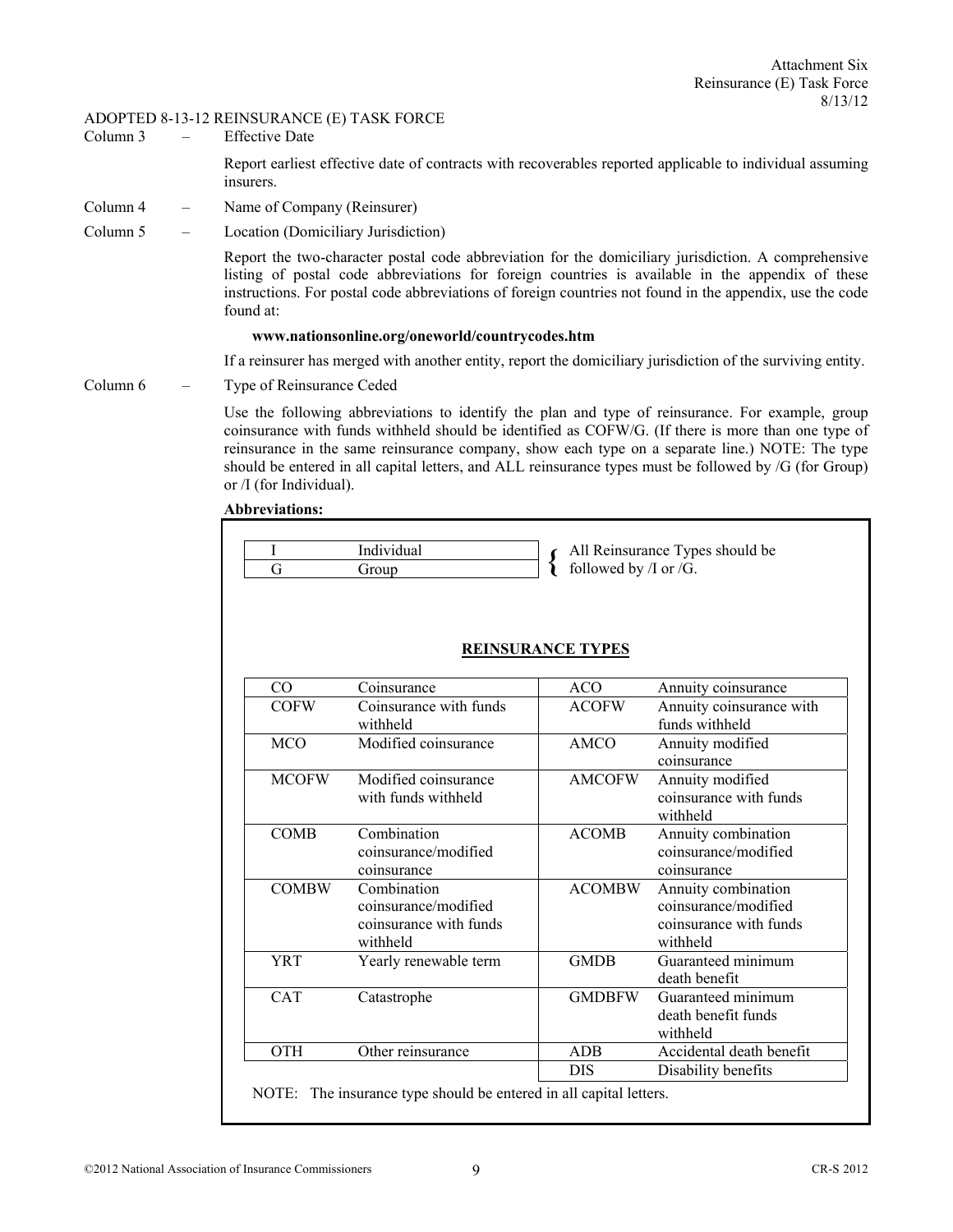ADOPTED 8-13-12 REINSURANCE (E) TASK FORCE

Column 3 – Effective Date

Report earliest effective date of contracts with recoverables reported applicable to individual assuming insurers.

Column 4 – Name of Company (Reinsurer)

Column 5 – Location (Domiciliary Jurisdiction)

Report the two-character postal code abbreviation for the domiciliary jurisdiction. A comprehensive listing of postal code abbreviations for foreign countries is available in the appendix of these instructions. For postal code abbreviations of foreign countries not found in the appendix, use the code found at:

**www.nationsonline.org/oneworld/countrycodes.htm**

If a reinsurer has merged with another entity, report the domiciliary jurisdiction of the surviving entity.

Column 6 – Type of Reinsurance Ceded

Use the following abbreviations to identify the plan and type of reinsurance. For example, group coinsurance with funds withheld should be identified as COFW/G. (If there is more than one type of reinsurance in the same reinsurance company, show each type on a separate line.) NOTE: The type should be entered in all capital letters, and ALL reinsurance types must be followed by /G (for Group) or /I (for Individual).

**Abbreviations:**

| | |
|---|---|
| I | Individual |
| G | Group |

All Reinsurance Types should be followed by /I or /G.

**REINSURANCE TYPES**

| | | | |
|---|---|---|---|
| CO | Coinsurance | ACO | Annuity coinsurance |
| COFW | Coinsurance with funds withheld | ACOFW | Annuity coinsurance with funds withheld |
| MCO | Modified coinsurance | AMCO | Annuity modified coinsurance |
| MCOFW | Modified coinsurance with funds withheld | AMCOFW | Annuity modified coinsurance with funds withheld |
| COMB | Combination coinsurance/modified coinsurance | ACOMB | Annuity combination coinsurance/modified coinsurance |
| COMBW | Combination coinsurance/modified coinsurance with funds withheld | ACOMBW | Annuity combination coinsurance/modified coinsurance with funds withheld |
| YRT | Yearly renewable term | GMDB | Guaranteed minimum death benefit |
| CAT | Catastrophe | GMDBFW | Guaranteed minimum death benefit funds withheld |
| OTH | Other reinsurance | ADB | Accidental death benefit |
| | | DIS | Disability benefits |

NOTE: The insurance type should be entered in all capital letters.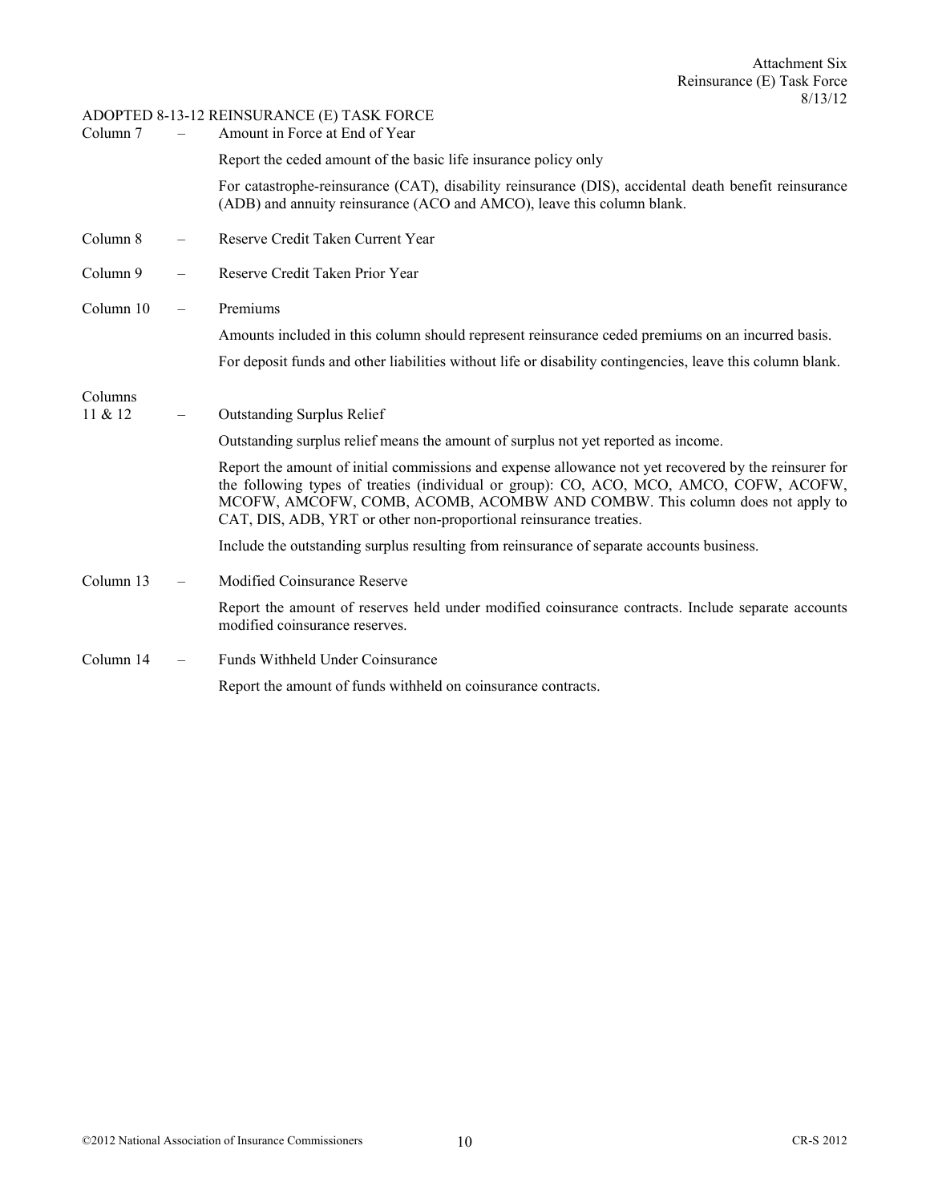ADOPTED 8-13-12 REINSURANCE (E) TASK FORCE

Column 7 – Amount in Force at End of Year

Report the ceded amount of the basic life insurance policy only

For catastrophe-reinsurance (CAT), disability reinsurance (DIS), accidental death benefit reinsurance (ADB) and annuity reinsurance (ACO and AMCO), leave this column blank.

Column 8 – Reserve Credit Taken Current Year

Column 9 – Reserve Credit Taken Prior Year

Column 10 – Premiums

Amounts included in this column should represent reinsurance ceded premiums on an incurred basis.

For deposit funds and other liabilities without life or disability contingencies, leave this column blank.

Columns 11 & 12 – Outstanding Surplus Relief

Outstanding surplus relief means the amount of surplus not yet reported as income.

Report the amount of initial commissions and expense allowance not yet recovered by the reinsurer for the following types of treaties (individual or group): CO, ACO, MCO, AMCO, COFW, ACOFW, MCOFW, AMCOFW, COMB, ACOMB, ACOMBW AND COMBW. This column does not apply to CAT, DIS, ADB, YRT or other non-proportional reinsurance treaties.

Include the outstanding surplus resulting from reinsurance of separate accounts business.

Column 13 – Modified Coinsurance Reserve

Report the amount of reserves held under modified coinsurance contracts. Include separate accounts modified coinsurance reserves.

Column 14 – Funds Withheld Under Coinsurance

Report the amount of funds withheld on coinsurance contracts.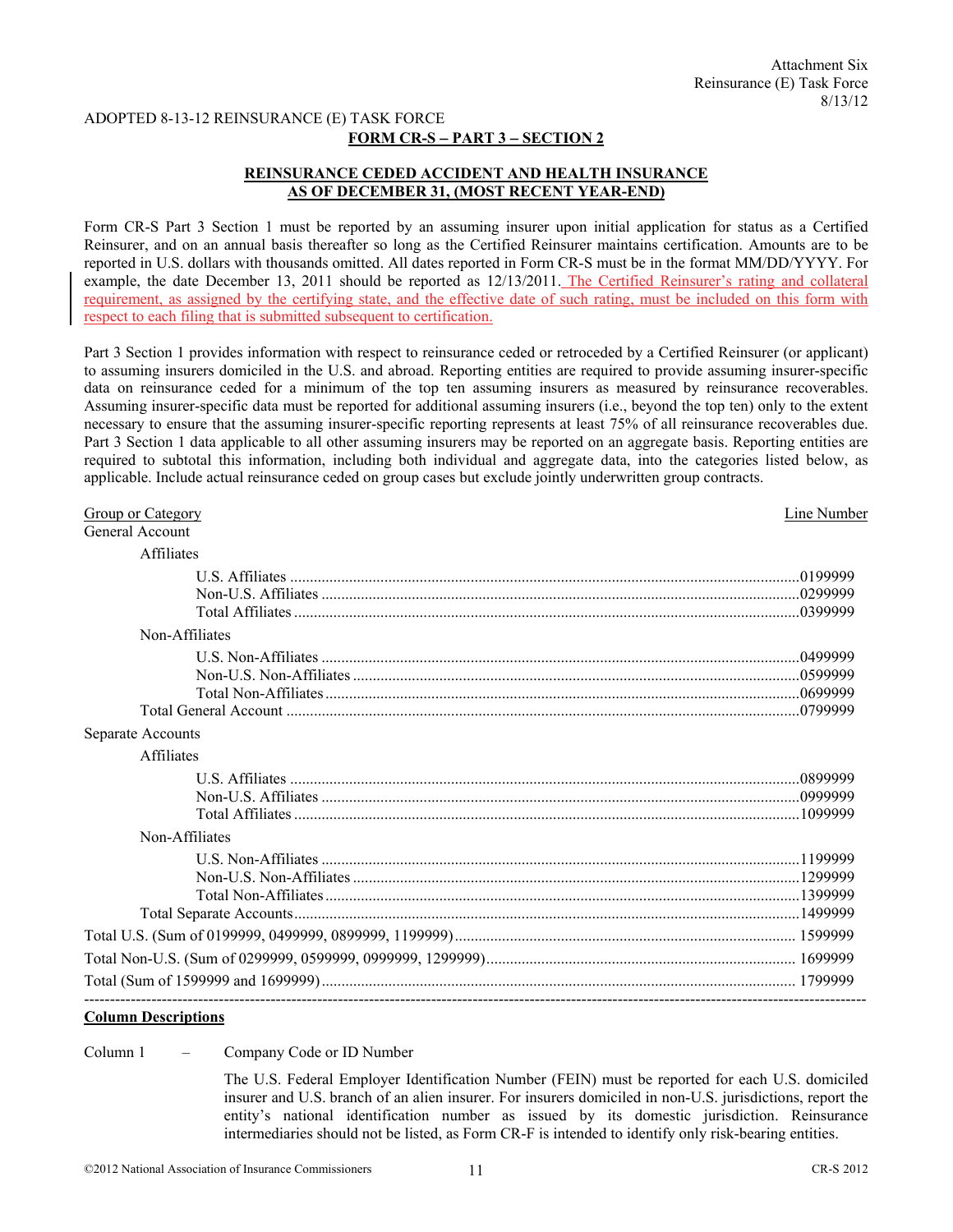Attachment Six
Reinsurance (E) Task Force
8/13/12

ADOPTED 8-13-12 REINSURANCE (E) TASK FORCE

**FORM CR-S – PART 3 – SECTION 2**

**REINSURANCE CEDED ACCIDENT AND HEALTH INSURANCE**
**AS OF DECEMBER 31, (MOST RECENT YEAR-END)**

Form CR-S Part 3 Section 1 must be reported by an assuming insurer upon initial application for status as a Certified Reinsurer, and on an annual basis thereafter so long as the Certified Reinsurer maintains certification. Amounts are to be reported in U.S. dollars with thousands omitted. All dates reported in Form CR-S must be in the format MM/DD/YYYY. For example, the date December 13, 2011 should be reported as 12/13/2011. The Certified Reinsurer's rating and collateral requirement, as assigned by the certifying state, and the effective date of such rating, must be included on this form with respect to each filing that is submitted subsequent to certification.

Part 3 Section 1 provides information with respect to reinsurance ceded or retroceded by a Certified Reinsurer (or applicant) to assuming insurers domiciled in the U.S. and abroad. Reporting entities are required to provide assuming insurer-specific data on reinsurance ceded for a minimum of the top ten assuming insurers as measured by reinsurance recoverables. Assuming insurer-specific data must be reported for additional assuming insurers (i.e., beyond the top ten) only to the extent necessary to ensure that the assuming insurer-specific reporting represents at least 75% of all reinsurance recoverables due. Part 3 Section 1 data applicable to all other assuming insurers may be reported on an aggregate basis. Reporting entities are required to subtotal this information, including both individual and aggregate data, into the categories listed below, as applicable. Include actual reinsurance ceded on group cases but exclude jointly underwritten group contracts.

| Group or Category | Line Number |
|---|---|
| General Account | |
| Affiliates | |
| U.S. Affiliates | 0199999 |
| Non-U.S. Affiliates | 0299999 |
| Total Affiliates | 0399999 |
| Non-Affiliates | |
| U.S. Non-Affiliates | 0499999 |
| Non-U.S. Non-Affiliates | 0599999 |
| Total Non-Affiliates | 0699999 |
| Total General Account | 0799999 |
| Separate Accounts | |
| Affiliates | |
| U.S. Affiliates | 0899999 |
| Non-U.S. Affiliates | 0999999 |
| Total Affiliates | 1099999 |
| Non-Affiliates | |
| U.S. Non-Affiliates | 1199999 |
| Non-U.S. Non-Affiliates | 1299999 |
| Total Non-Affiliates | 1399999 |
| Total Separate Accounts | 1499999 |
| Total U.S. (Sum of 0199999, 0499999, 0899999, 1199999) | 1599999 |
| Total Non-U.S. (Sum of 0299999, 0599999, 0999999, 1299999) | 1699999 |
| Total (Sum of 1599999 and 1699999) | 1799999 |

---

**Column Descriptions**

Column 1 – Company Code or ID Number

The U.S. Federal Employer Identification Number (FEIN) must be reported for each U.S. domiciled insurer and U.S. branch of an alien insurer. For insurers domiciled in non-U.S. jurisdictions, report the entity's national identification number as issued by its domestic jurisdiction. Reinsurance intermediaries should not be listed, as Form CR-F is intended to identify only risk-bearing entities.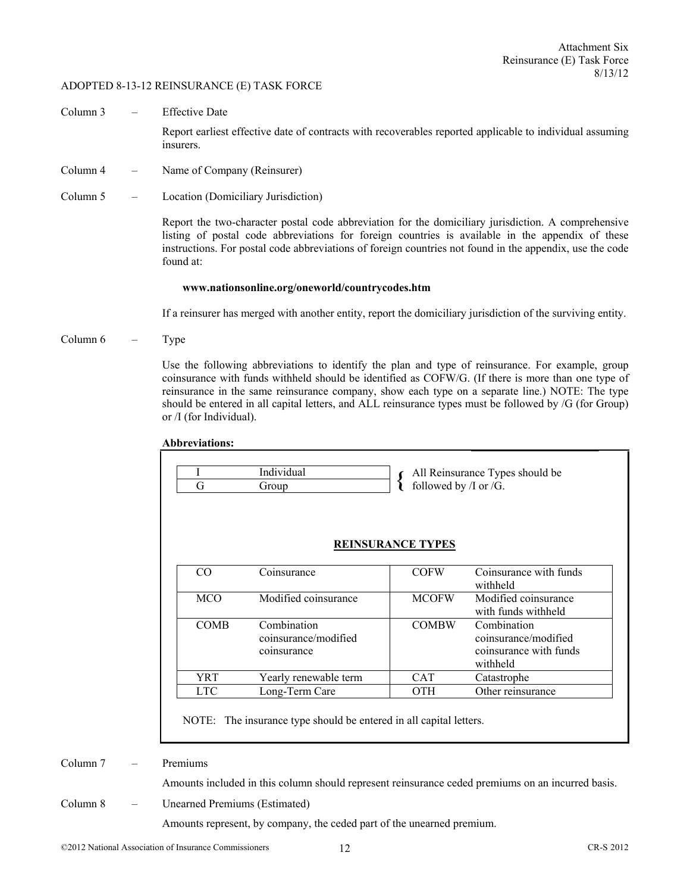Attachment Six
Reinsurance (E) Task Force
8/13/12

ADOPTED 8-13-12 REINSURANCE (E) TASK FORCE

Column 3 – Effective Date

Report earliest effective date of contracts with recoverables reported applicable to individual assuming insurers.

Column 4 – Name of Company (Reinsurer)

Column 5 – Location (Domiciliary Jurisdiction)

Report the two-character postal code abbreviation for the domiciliary jurisdiction. A comprehensive listing of postal code abbreviations for foreign countries is available in the appendix of these instructions. For postal code abbreviations of foreign countries not found in the appendix, use the code found at:

**www.nationsonline.org/oneworld/countrycodes.htm**

If a reinsurer has merged with another entity, report the domiciliary jurisdiction of the surviving entity.

Column 6 – Type

Use the following abbreviations to identify the plan and type of reinsurance. For example, group coinsurance with funds withheld should be identified as COFW/G. (If there is more than one type of reinsurance in the same reinsurance company, show each type on a separate line.) NOTE: The type should be entered in all capital letters, and ALL reinsurance types must be followed by /G (for Group) or /I (for Individual).

**Abbreviations:**

| | |
|---|---|
| I | Individual |
| G | Group |

{ All Reinsurance Types should be followed by /I or /G.

**REINSURANCE TYPES**

| | | | |
|---|---|---|---|
| CO | Coinsurance | COFW | Coinsurance with funds withheld |
| MCO | Modified coinsurance | MCOFW | Modified coinsurance with funds withheld |
| COMB | Combination coinsurance/modified coinsurance | COMBW | Combination coinsurance/modified coinsurance with funds withheld |
| YRT | Yearly renewable term | CAT | Catastrophe |
| LTC | Long-Term Care | OTH | Other reinsurance |

NOTE: The insurance type should be entered in all capital letters.

Column 7 – Premiums

Amounts included in this column should represent reinsurance ceded premiums on an incurred basis.

Column 8 – Unearned Premiums (Estimated)

Amounts represent, by company, the ceded part of the unearned premium.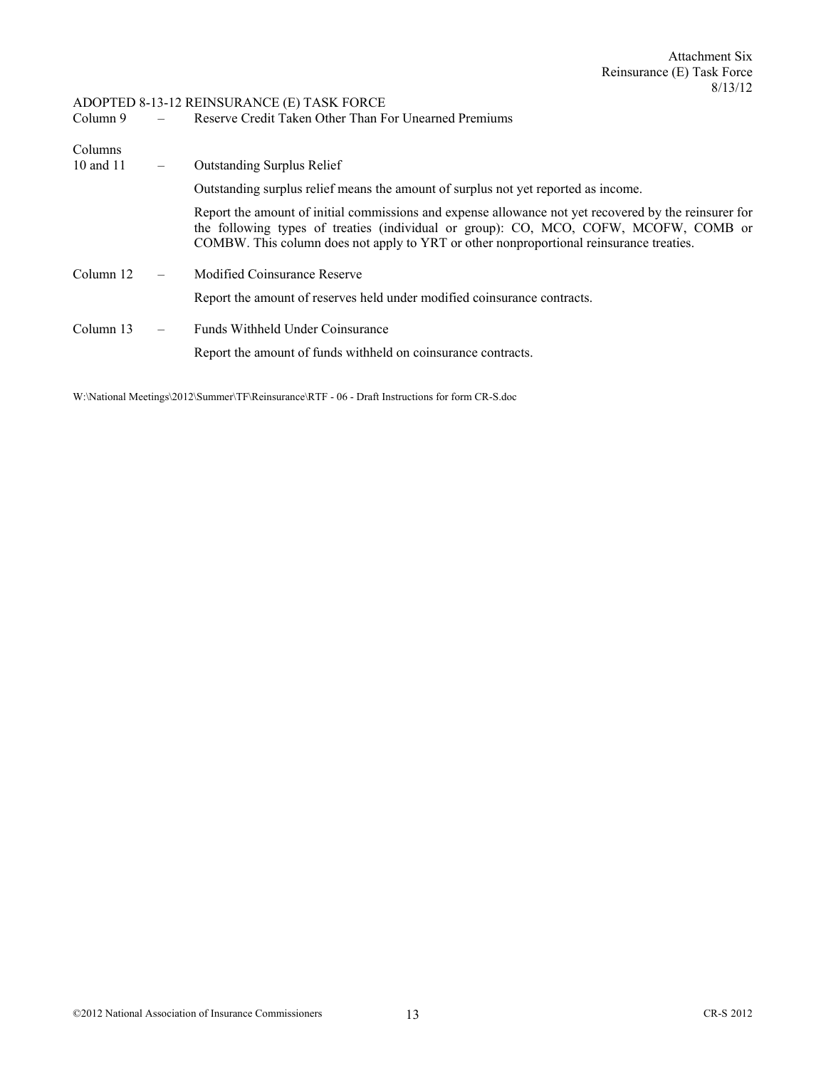ADOPTED 8-13-12 REINSURANCE (E) TASK FORCE

Column 9 – Reserve Credit Taken Other Than For Unearned Premiums

Columns 10 and 11 – Outstanding Surplus Relief

Outstanding surplus relief means the amount of surplus not yet reported as income.

Report the amount of initial commissions and expense allowance not yet recovered by the reinsurer for the following types of treaties (individual or group): CO, MCO, COFW, MCOFW, COMB or COMBW. This column does not apply to YRT or other nonproportional reinsurance treaties.

Column 12 – Modified Coinsurance Reserve

Report the amount of reserves held under modified coinsurance contracts.

Column 13 – Funds Withheld Under Coinsurance

Report the amount of funds withheld on coinsurance contracts.

W:\National Meetings\2012\Summer\TF\Reinsurance\RTF - 06 - Draft Instructions for form CR-S.doc